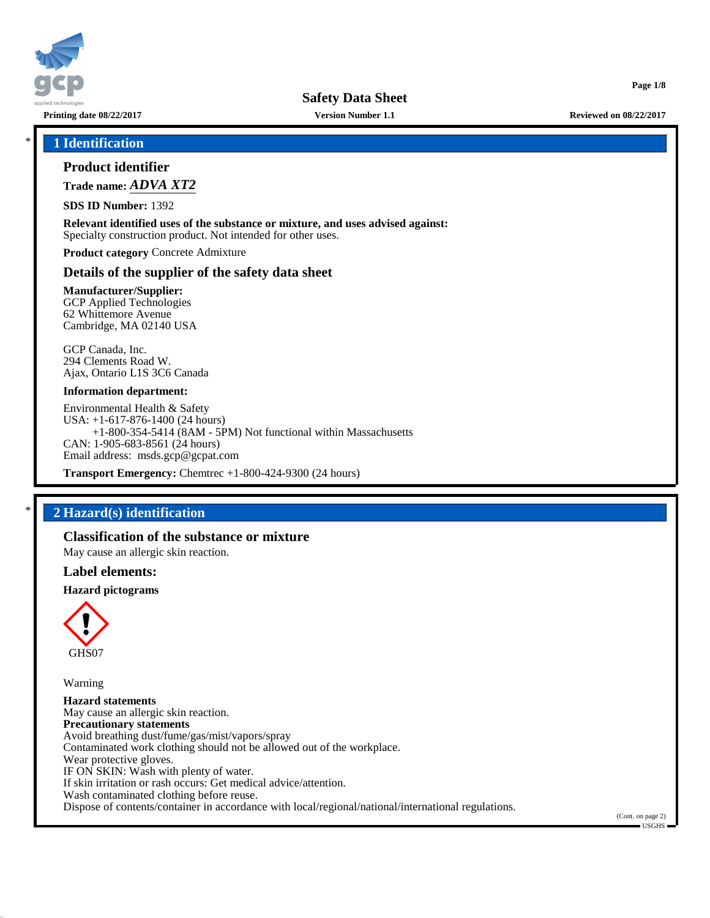# Safety Data Sheet

**Printing date 08/22/2017** **Version Number 1.1** **Reviewed on 08/22/2017**

## * 1 Identification

### Product identifier

**Trade name:** ***ADVA XT2***

**SDS ID Number:** 1392

**Relevant identified uses of the substance or mixture, and uses advised against:**
Specialty construction product. Not intended for other uses.

**Product category** Concrete Admixture

### Details of the supplier of the safety data sheet

**Manufacturer/Supplier:**
GCP Applied Technologies
62 Whittemore Avenue
Cambridge, MA 02140 USA

GCP Canada, Inc.
294 Clements Road W.
Ajax, Ontario L1S 3C6 Canada

**Information department:**

Environmental Health & Safety
USA: +1-617-876-1400 (24 hours)
+1-800-354-5414 (8AM - 5PM) Not functional within Massachusetts
CAN: 1-905-683-8561 (24 hours)
Email address: msds.gcp@gcpat.com

**Transport Emergency:** Chemtrec +1-800-424-9300 (24 hours)

## * 2 Hazard(s) identification

### Classification of the substance or mixture

May cause an allergic skin reaction.

### Label elements:

**Hazard pictograms**

GHS07

Warning

**Hazard statements**
May cause an allergic skin reaction.
**Precautionary statements**
Avoid breathing dust/fume/gas/mist/vapors/spray
Contaminated work clothing should not be allowed out of the workplace.
Wear protective gloves.
IF ON SKIN: Wash with plenty of water.
If skin irritation or rash occurs: Get medical advice/attention.
Wash contaminated clothing before reuse.
Dispose of contents/container in accordance with local/regional/national/international regulations.

(Cont. on page 2)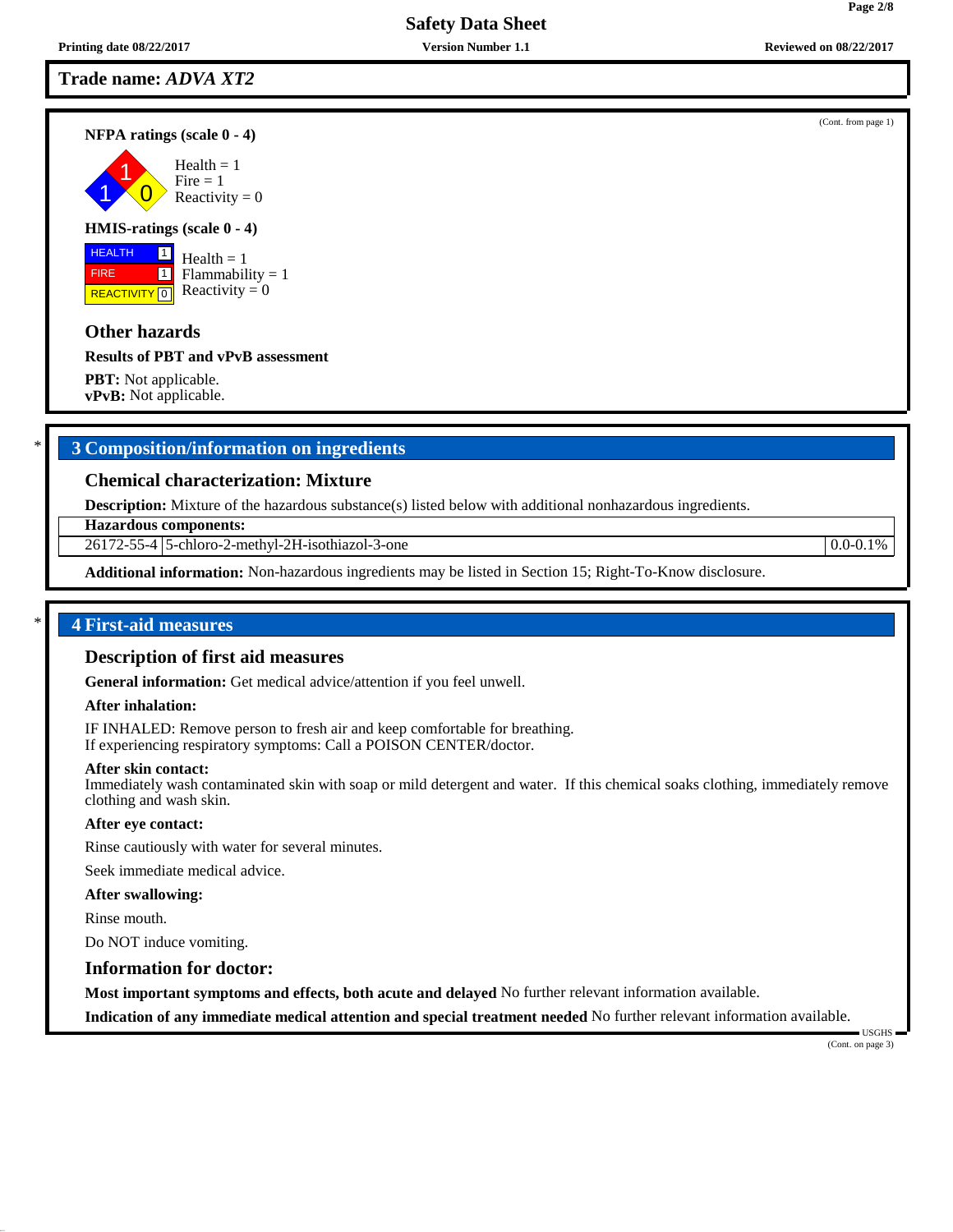**Trade name:** ***ADVA XT2***

(Cont. from page 1)

**NFPA ratings (scale 0 - 4)**

Health = 1
Fire = 1
Reactivity = 0

**HMIS-ratings (scale 0 - 4)**

| | |
|---|---|
| HEALTH | 1 |
| FIRE | 1 |
| REACTIVITY | 0 |

Health = 1
Flammability = 1
Reactivity = 0

### Other hazards

**Results of PBT and vPvB assessment**

**PBT:** Not applicable.
**vPvB:** Not applicable.

## * 3 Composition/information on ingredients

### Chemical characterization: Mixture

**Description:** Mixture of the hazardous substance(s) listed below with additional nonhazardous ingredients.

| Hazardous components: | | |
|---|---|---|
| 26172-55-4 | 5-chloro-2-methyl-2H-isothiazol-3-one | 0.0-0.1% |

**Additional information:** Non-hazardous ingredients may be listed in Section 15; Right-To-Know disclosure.

## * 4 First-aid measures

### Description of first aid measures

**General information:** Get medical advice/attention if you feel unwell.

**After inhalation:**

IF INHALED: Remove person to fresh air and keep comfortable for breathing.
If experiencing respiratory symptoms: Call a POISON CENTER/doctor.

**After skin contact:**
Immediately wash contaminated skin with soap or mild detergent and water. If this chemical soaks clothing, immediately remove clothing and wash skin.

**After eye contact:**

Rinse cautiously with water for several minutes.

Seek immediate medical advice.

**After swallowing:**

Rinse mouth.

Do NOT induce vomiting.

### Information for doctor:

**Most important symptoms and effects, both acute and delayed** No further relevant information available.

**Indication of any immediate medical attention and special treatment needed** No further relevant information available.

(Cont. on page 3)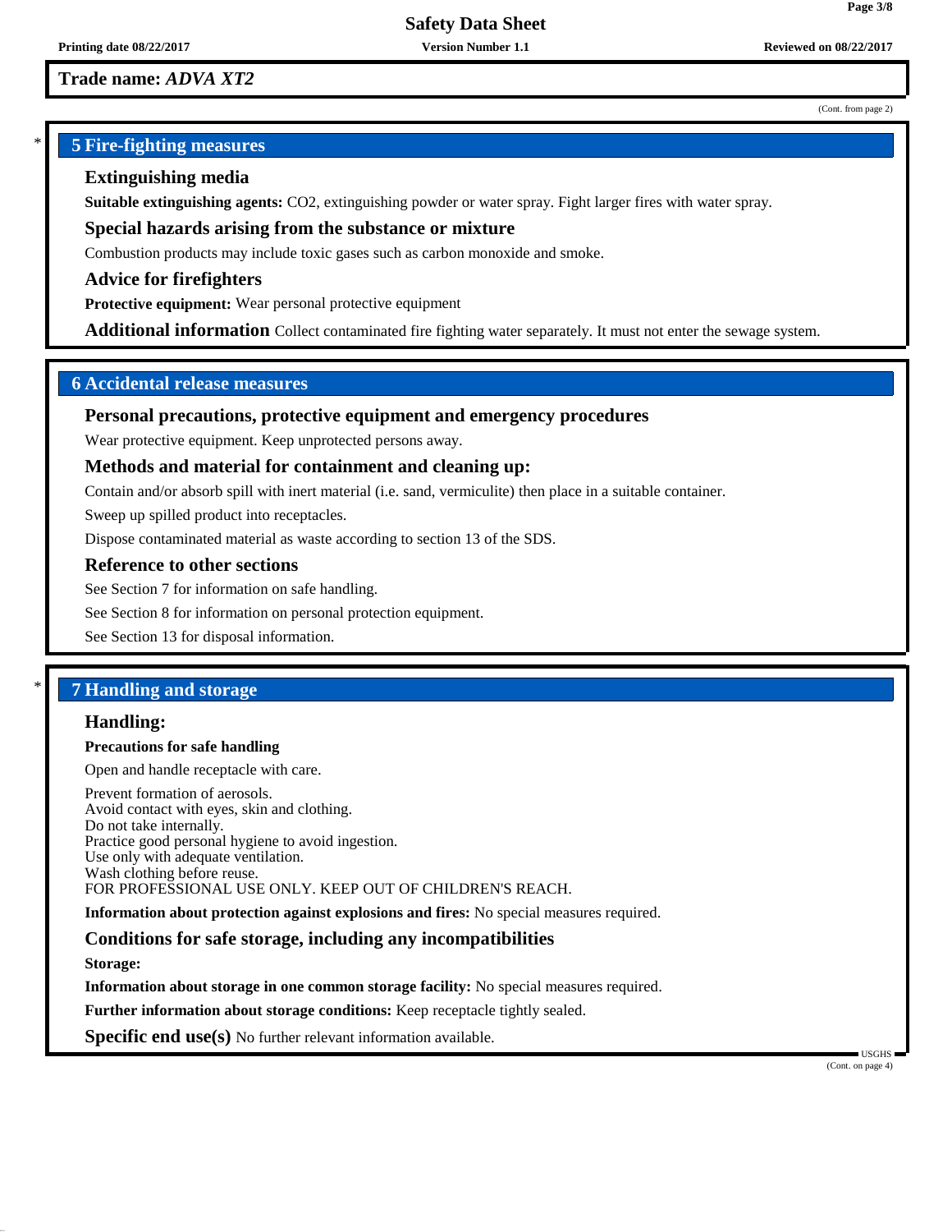**Trade name:** ***ADVA XT2***

(Cont. from page 2)

## 5 Fire-fighting measures

### Extinguishing media

**Suitable extinguishing agents:** $CO_2$, extinguishing powder or water spray. Fight larger fires with water spray.

### Special hazards arising from the substance or mixture

Combustion products may include toxic gases such as carbon monoxide and smoke.

### Advice for firefighters

**Protective equipment:** Wear personal protective equipment

**Additional information** Collect contaminated fire fighting water separately. It must not enter the sewage system.

## 6 Accidental release measures

### Personal precautions, protective equipment and emergency procedures

Wear protective equipment. Keep unprotected persons away.

### Methods and material for containment and cleaning up:

Contain and/or absorb spill with inert material (i.e. sand, vermiculite) then place in a suitable container.

Sweep up spilled product into receptacles.

Dispose contaminated material as waste according to section 13 of the SDS.

### Reference to other sections

See Section 7 for information on safe handling.

See Section 8 for information on personal protection equipment.

See Section 13 for disposal information.

## 7 Handling and storage

### Handling:

**Precautions for safe handling**

Open and handle receptacle with care.

Prevent formation of aerosols.
Avoid contact with eyes, skin and clothing.
Do not take internally.
Practice good personal hygiene to avoid ingestion.
Use only with adequate ventilation.
Wash clothing before reuse.
FOR PROFESSIONAL USE ONLY. KEEP OUT OF CHILDREN'S REACH.

**Information about protection against explosions and fires:** No special measures required.

### Conditions for safe storage, including any incompatibilities

**Storage:**

**Information about storage in one common storage facility:** No special measures required.

**Further information about storage conditions:** Keep receptacle tightly sealed.

**Specific end use(s)** No further relevant information available.

(Cont. on page 4)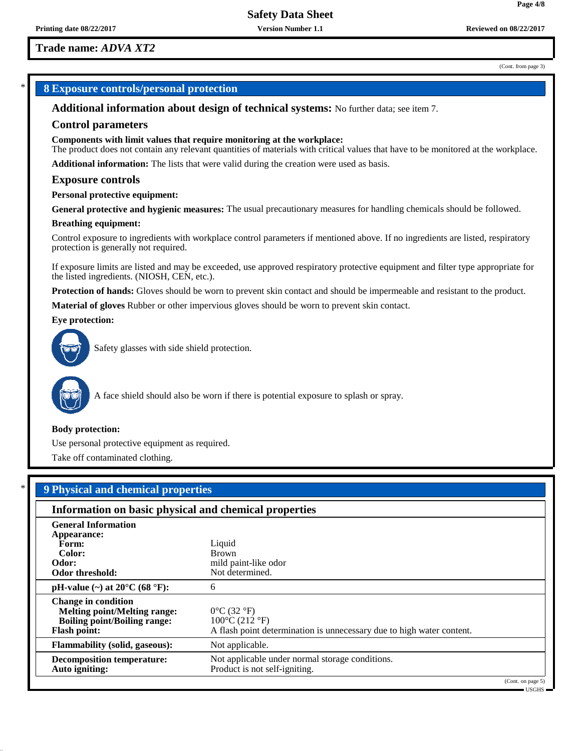**Trade name:** ***ADVA XT2***

(Cont. from page 3)

## 8 Exposure controls/personal protection

**Additional information about design of technical systems:** No further data; see item 7.

### Control parameters

**Components with limit values that require monitoring at the workplace:**
The product does not contain any relevant quantities of materials with critical values that have to be monitored at the workplace.

**Additional information:** The lists that were valid during the creation were used as basis.

### Exposure controls

**Personal protective equipment:**

**General protective and hygienic measures:** The usual precautionary measures for handling chemicals should be followed.

**Breathing equipment:**

Control exposure to ingredients with workplace control parameters if mentioned above. If no ingredients are listed, respiratory protection is generally not required.

If exposure limits are listed and may be exceeded, use approved respiratory protective equipment and filter type appropriate for the listed ingredients. (NIOSH, CEN, etc.).

**Protection of hands:** Gloves should be worn to prevent skin contact and should be impermeable and resistant to the product.

**Material of gloves** Rubber or other impervious gloves should be worn to prevent skin contact.

**Eye protection:**

Safety glasses with side shield protection.

A face shield should also be worn if there is potential exposure to splash or spray.

**Body protection:**

Use personal protective equipment as required.

Take off contaminated clothing.

## 9 Physical and chemical properties

### Information on basic physical and chemical properties

| | |
|---|---|
| **General Information** | |
| **Appearance:** | |
| **Form:** | Liquid |
| **Color:** | Brown |
| **Odor:** | mild paint-like odor |
| **Odor threshold:** | Not determined. |
| **pH-value (~) at 20°C (68 °F):** | 6 |
| **Change in condition** | |
| **Melting point/Melting range:** | 0°C (32 °F) |
| **Boiling point/Boiling range:** | 100°C (212 °F) |
| **Flash point:** | A flash point determination is unnecessary due to high water content. |
| **Flammability (solid, gaseous):** | Not applicable. |
| **Decomposition temperature:** | Not applicable under normal storage conditions. |
| **Auto igniting:** | Product is not self-igniting. |

(Cont. on page 5)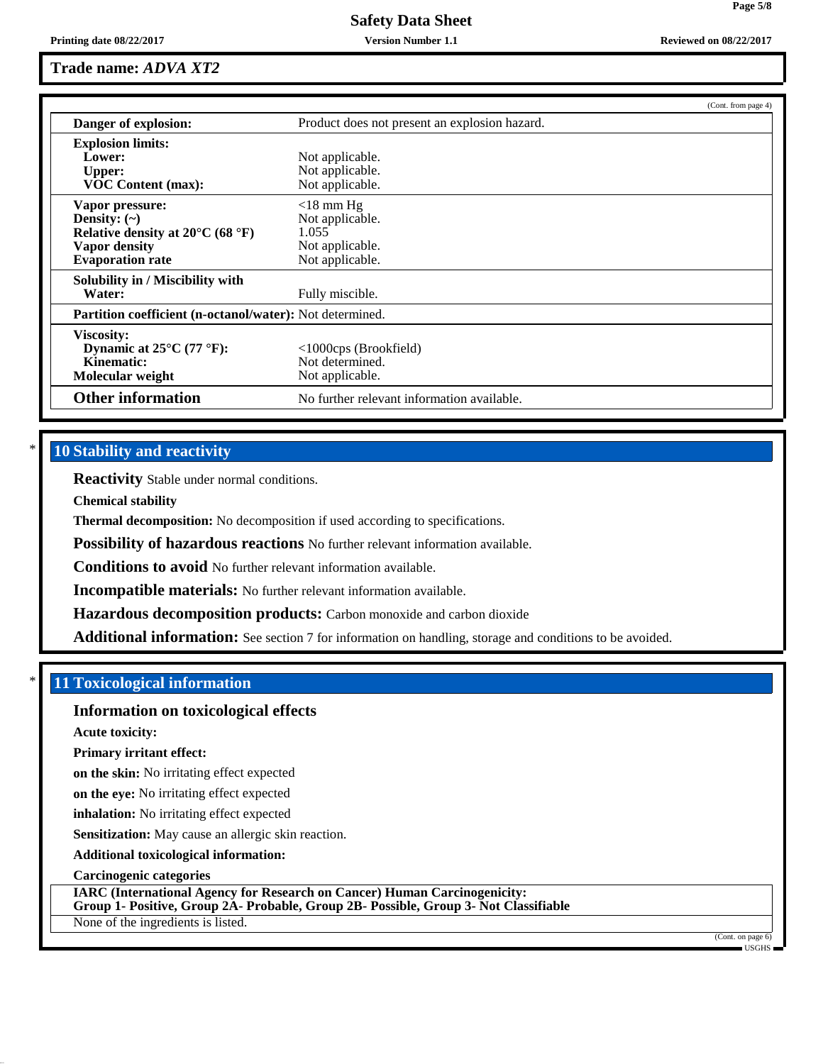**Trade name:** ***ADVA XT2***

(Cont. from page 4)

| | |
|---|---|
| **Danger of explosion:** | Product does not present an explosion hazard. |
| **Explosion limits:** | |
| **Lower:** | Not applicable. |
| **Upper:** | Not applicable. |
| **VOC Content (max):** | Not applicable. |
| **Vapor pressure:** | <18 mm Hg |
| **Density: (~)** | Not applicable. |
| **Relative density at 20°C (68 °F)** | 1.055 |
| **Vapor density** | Not applicable. |
| **Evaporation rate** | Not applicable. |
| **Solubility in / Miscibility with** | |
| **Water:** | Fully miscible. |
| **Partition coefficient (n-octanol/water):** | Not determined. |
| **Viscosity:** | |
| **Dynamic at 25°C (77 °F):** | <1000cps (Brookfield) |
| **Kinematic:** | Not determined. |
| **Molecular weight** | Not applicable. |
| **Other information** | No further relevant information available. |

## * 10 Stability and reactivity

**Reactivity** Stable under normal conditions.

**Chemical stability**

**Thermal decomposition:** No decomposition if used according to specifications.

**Possibility of hazardous reactions** No further relevant information available.

**Conditions to avoid** No further relevant information available.

**Incompatible materials:** No further relevant information available.

**Hazardous decomposition products:** Carbon monoxide and carbon dioxide

**Additional information:** See section 7 for information on handling, storage and conditions to be avoided.

## * 11 Toxicological information

### Information on toxicological effects

**Acute toxicity:**

**Primary irritant effect:**

**on the skin:** No irritating effect expected

**on the eye:** No irritating effect expected

**inhalation:** No irritating effect expected

**Sensitization:** May cause an allergic skin reaction.

**Additional toxicological information:**

**Carcinogenic categories**

**IARC (International Agency for Research on Cancer) Human Carcinogenicity:**
**Group 1- Positive, Group 2A- Probable, Group 2B- Possible, Group 3- Not Classifiable**

None of the ingredients is listed.

(Cont. on page 6)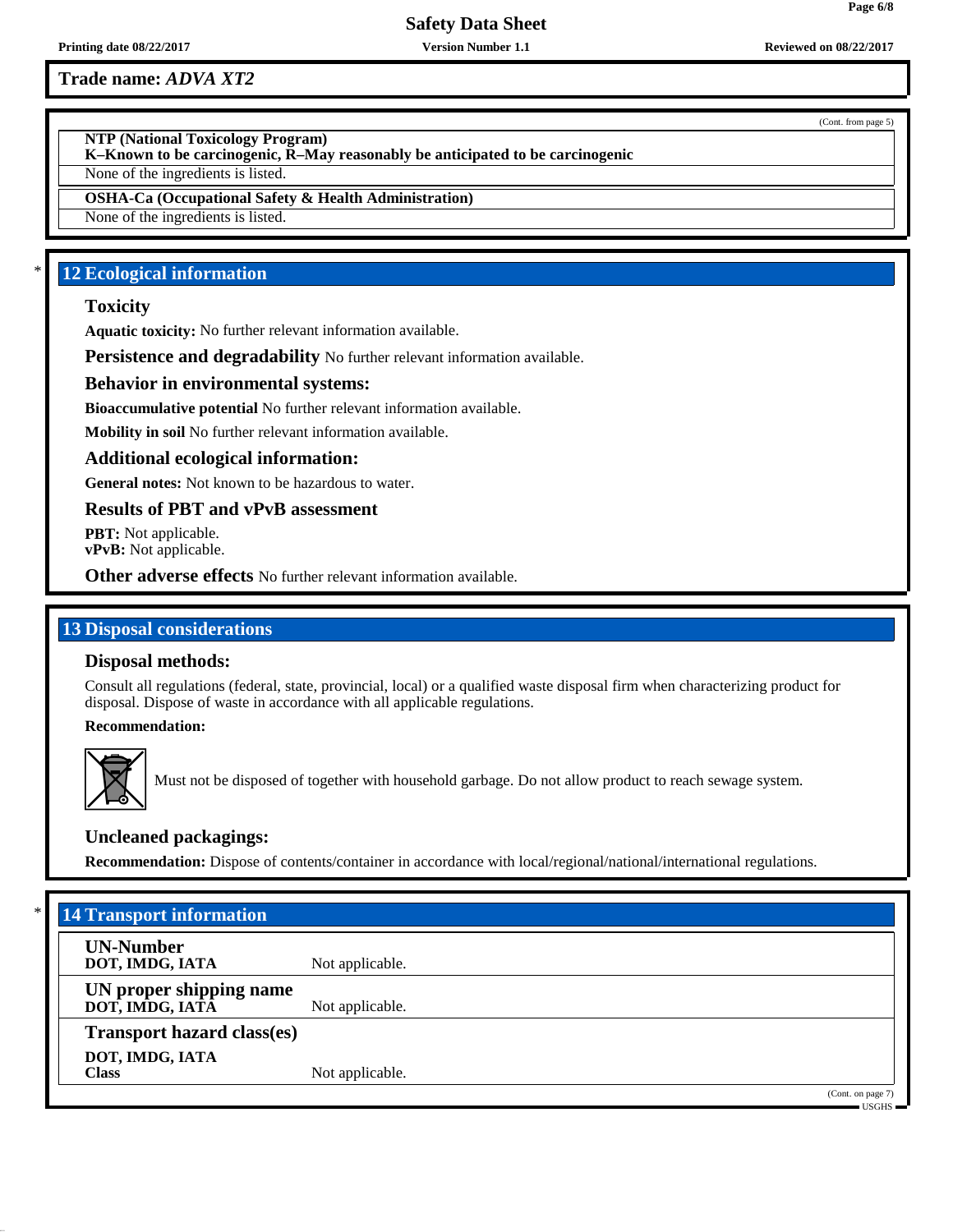**Trade name:** ***ADVA XT2***

(Cont. from page 5)

**NTP (National Toxicology Program)**
**K–Known to be carcinogenic, R–May reasonably be anticipated to be carcinogenic**

None of the ingredients is listed.

**OSHA-Ca (Occupational Safety & Health Administration)**

None of the ingredients is listed.

\* 

## 12 Ecological information

### Toxicity

**Aquatic toxicity:** No further relevant information available.

**Persistence and degradability** No further relevant information available.

### Behavior in environmental systems:

**Bioaccumulative potential** No further relevant information available.

**Mobility in soil** No further relevant information available.

### Additional ecological information:

**General notes:** Not known to be hazardous to water.

### Results of PBT and vPvB assessment

**PBT:** Not applicable.
**vPvB:** Not applicable.

**Other adverse effects** No further relevant information available.

## 13 Disposal considerations

### Disposal methods:

Consult all regulations (federal, state, provincial, local) or a qualified waste disposal firm when characterizing product for disposal. Dispose of waste in accordance with all applicable regulations.

**Recommendation:**

Must not be disposed of together with household garbage. Do not allow product to reach sewage system.

### Uncleaned packagings:

**Recommendation:** Dispose of contents/container in accordance with local/regional/national/international regulations.

\* 

## 14 Transport information

| | |
|---|---|
| **UN-Number**<br>**DOT, IMDG, IATA** | Not applicable. |
| **UN proper shipping name**<br>**DOT, IMDG, IATA** | Not applicable. |
| **Transport hazard class(es)** | |
| **DOT, IMDG, IATA**<br>**Class** | Not applicable. |

(Cont. on page 7)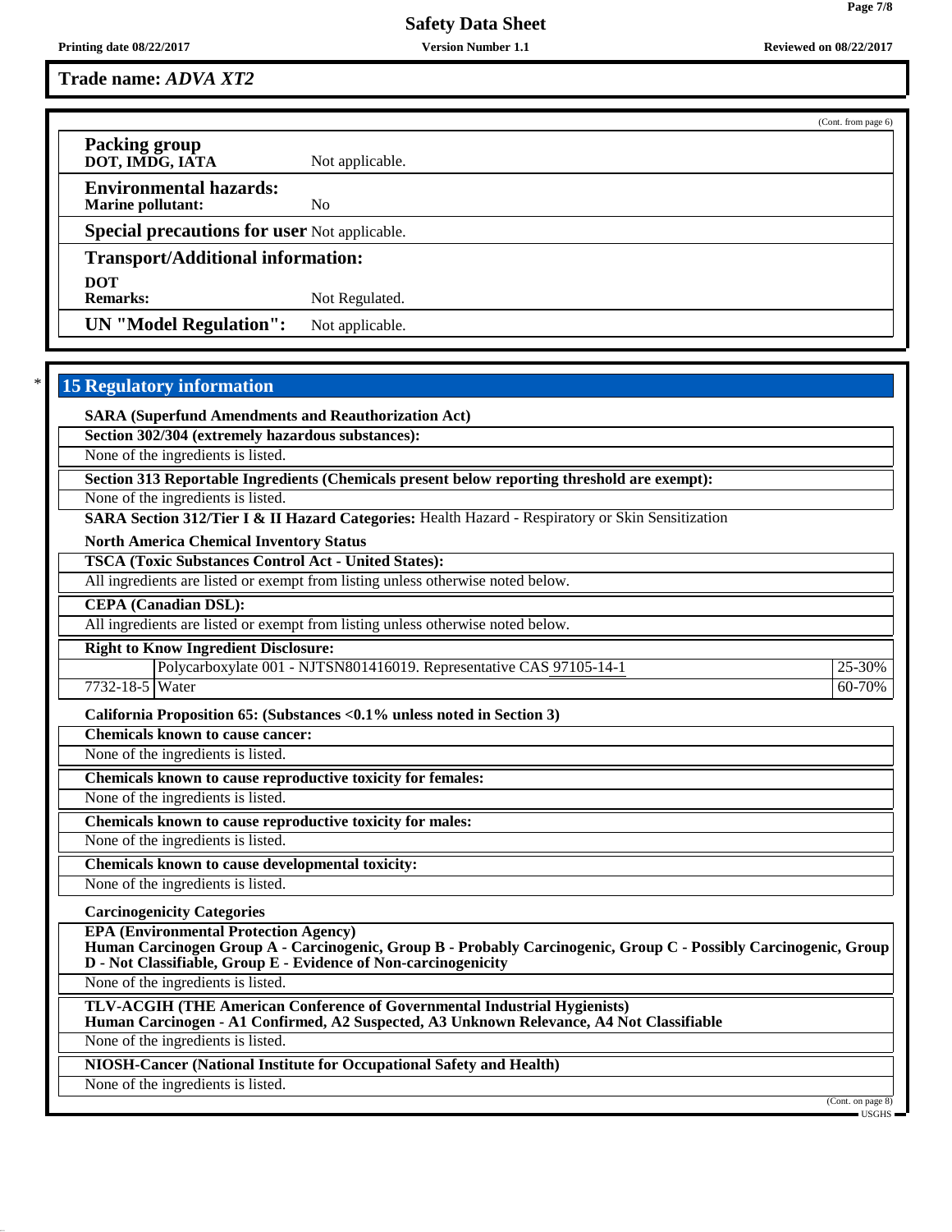**Trade name:** ***ADVA XT2***

(Cont. from page 6)

**Packing group**
**DOT, IMDG, IATA** Not applicable.

**Environmental hazards:**
**Marine pollutant:** No

**Special precautions for user** Not applicable.

**Transport/Additional information:**

**DOT**
**Remarks:** Not Regulated.

**UN "Model Regulation":** Not applicable.

## * 15 Regulatory information

**SARA (Superfund Amendments and Reauthorization Act)**

**Section 302/304 (extremely hazardous substances):**

None of the ingredients is listed.

**Section 313 Reportable Ingredients (Chemicals present below reporting threshold are exempt):**

None of the ingredients is listed.

**SARA Section 312/Tier I & II Hazard Categories:** Health Hazard - Respiratory or Skin Sensitization

**North America Chemical Inventory Status**

**TSCA (Toxic Substances Control Act - United States):**

All ingredients are listed or exempt from listing unless otherwise noted below.

**CEPA (Canadian DSL):**

All ingredients are listed or exempt from listing unless otherwise noted below.

**Right to Know Ingredient Disclosure:**

| | | |
|---|---|---|
| | Polycarboxylate 001 - NJTSN801416019. Representative CAS 97105-14-1 | 25-30% |
| 7732-18-5 | Water | 60-70% |

**California Proposition 65: (Substances <0.1% unless noted in Section 3)**

**Chemicals known to cause cancer:**

None of the ingredients is listed.

**Chemicals known to cause reproductive toxicity for females:**

None of the ingredients is listed.

**Chemicals known to cause reproductive toxicity for males:**

None of the ingredients is listed.

**Chemicals known to cause developmental toxicity:**

None of the ingredients is listed.

**Carcinogenicity Categories**

**EPA (Environmental Protection Agency)**
**Human Carcinogen Group A - Carcinogenic, Group B - Probably Carcinogenic, Group C - Possibly Carcinogenic, Group D - Not Classifiable, Group E - Evidence of Non-carcinogenicity**

None of the ingredients is listed.

**TLV-ACGIH (THE American Conference of Governmental Industrial Hygienists)**
**Human Carcinogen - A1 Confirmed, A2 Suspected, A3 Unknown Relevance, A4 Not Classifiable**

None of the ingredients is listed.

**NIOSH-Cancer (National Institute for Occupational Safety and Health)**

None of the ingredients is listed.

(Cont. on page 8)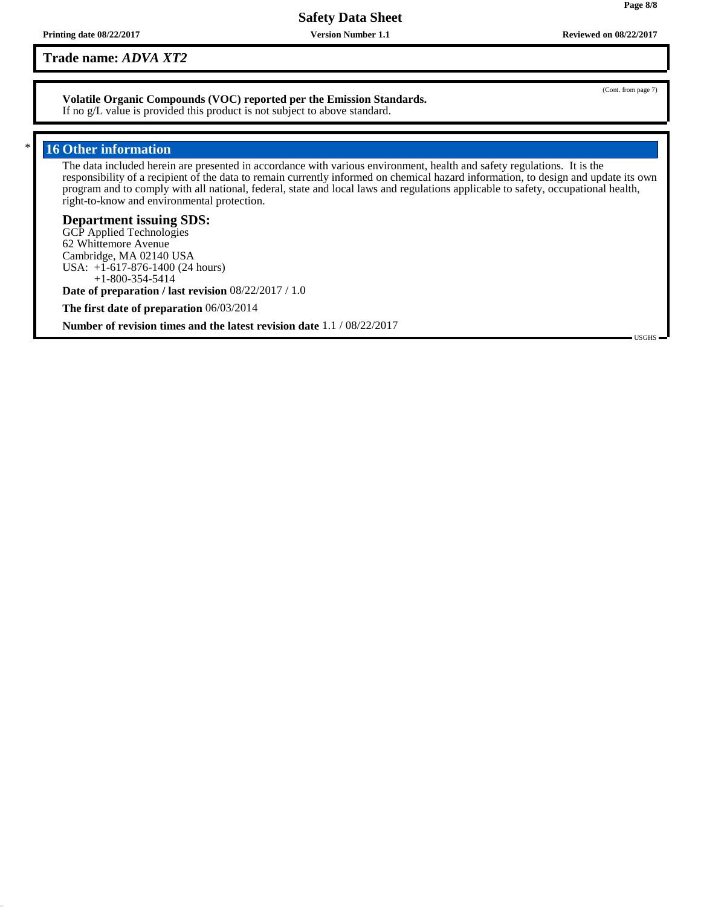**Trade name: *ADVA XT2***

(Cont. from page 7)

**Volatile Organic Compounds (VOC) reported per the Emission Standards.**
If no g/L value is provided this product is not subject to above standard.

## * 16 Other information

The data included herein are presented in accordance with various environment, health and safety regulations. It is the responsibility of a recipient of the data to remain currently informed on chemical hazard information, to design and update its own program and to comply with all national, federal, state and local laws and regulations applicable to safety, occupational health, right-to-know and environmental protection.

### Department issuing SDS:

GCP Applied Technologies
62 Whittemore Avenue
Cambridge, MA 02140 USA
USA: +1-617-876-1400 (24 hours)
+1-800-354-5414

**Date of preparation / last revision** 08/22/2017 / 1.0

**The first date of preparation** 06/03/2014

**Number of revision times and the latest revision date** 1.1 / 08/22/2017

USGHS